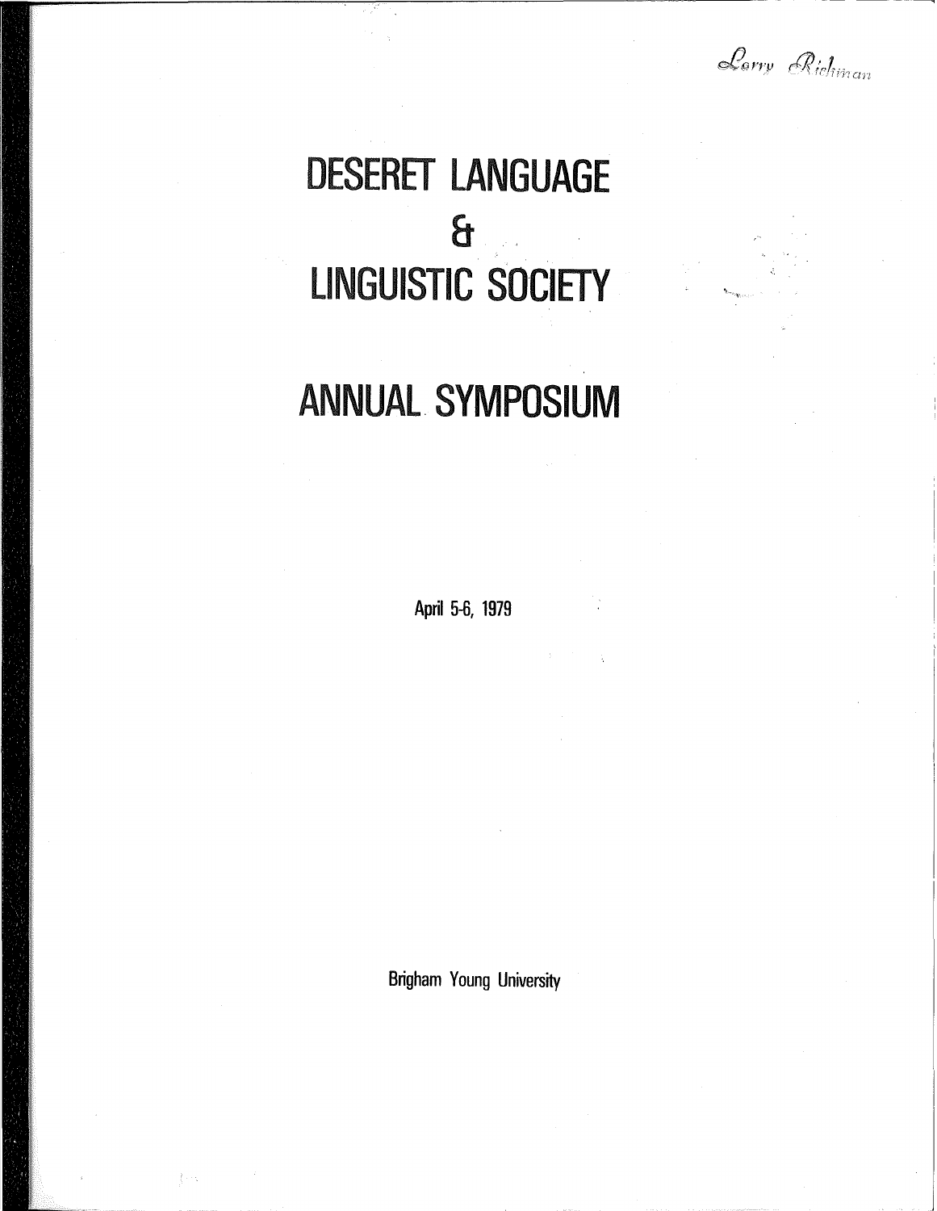Larry Richman

# DESERET LANGUAGE & LINGUISTIC SOCIETY

# ANNUAL SYMPOSIUM

April 5-6, 1979

Brigham Young University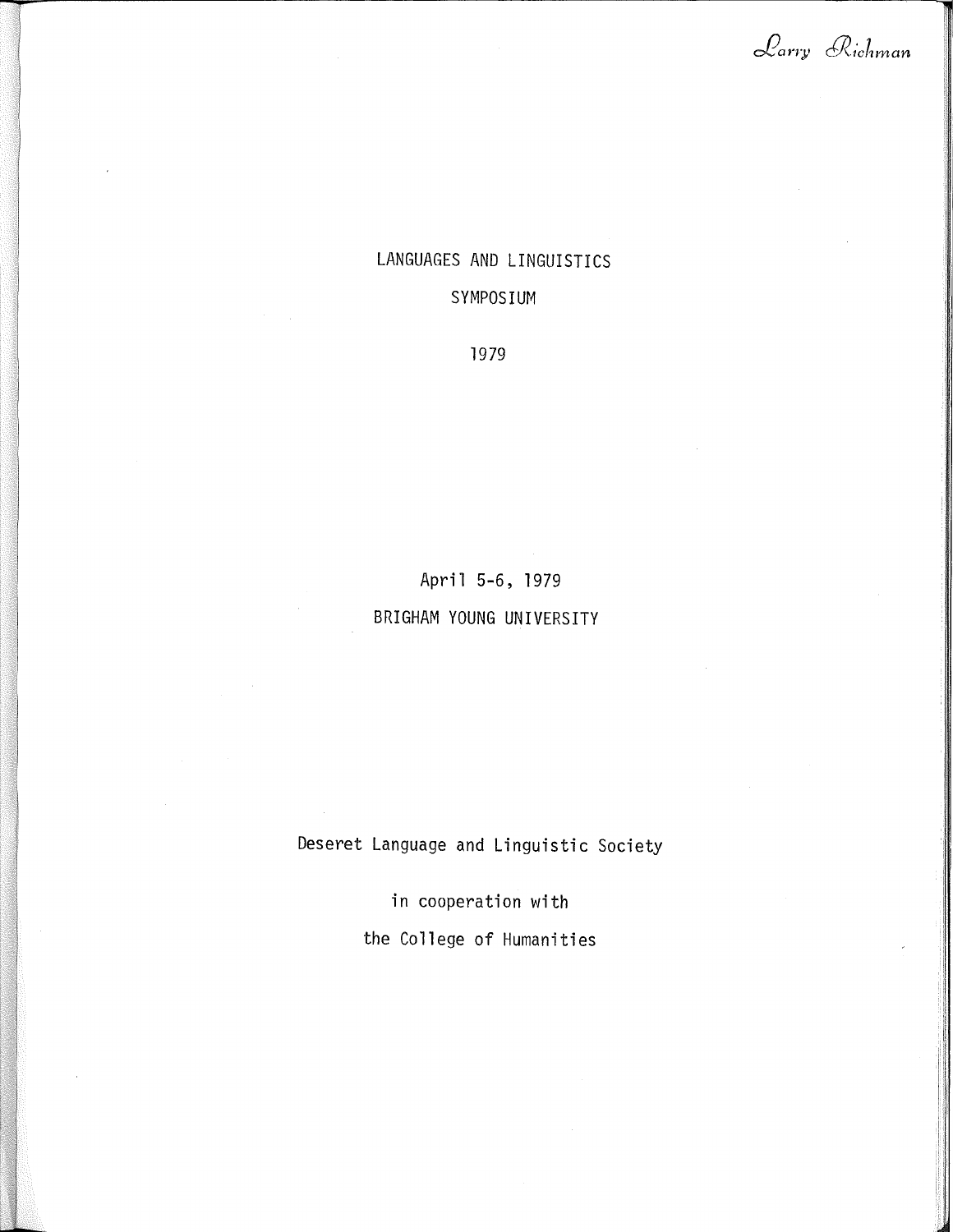*Larry Richman*

# LANGUAGES AND LINGUISTICS

# SYMPOSIUM

# 1979

April 5-6, 1979

BRIGHAM YOUNG UNIVERSITY

Deseret Language and Linguistic Society

in cooperation with

the College of Humanities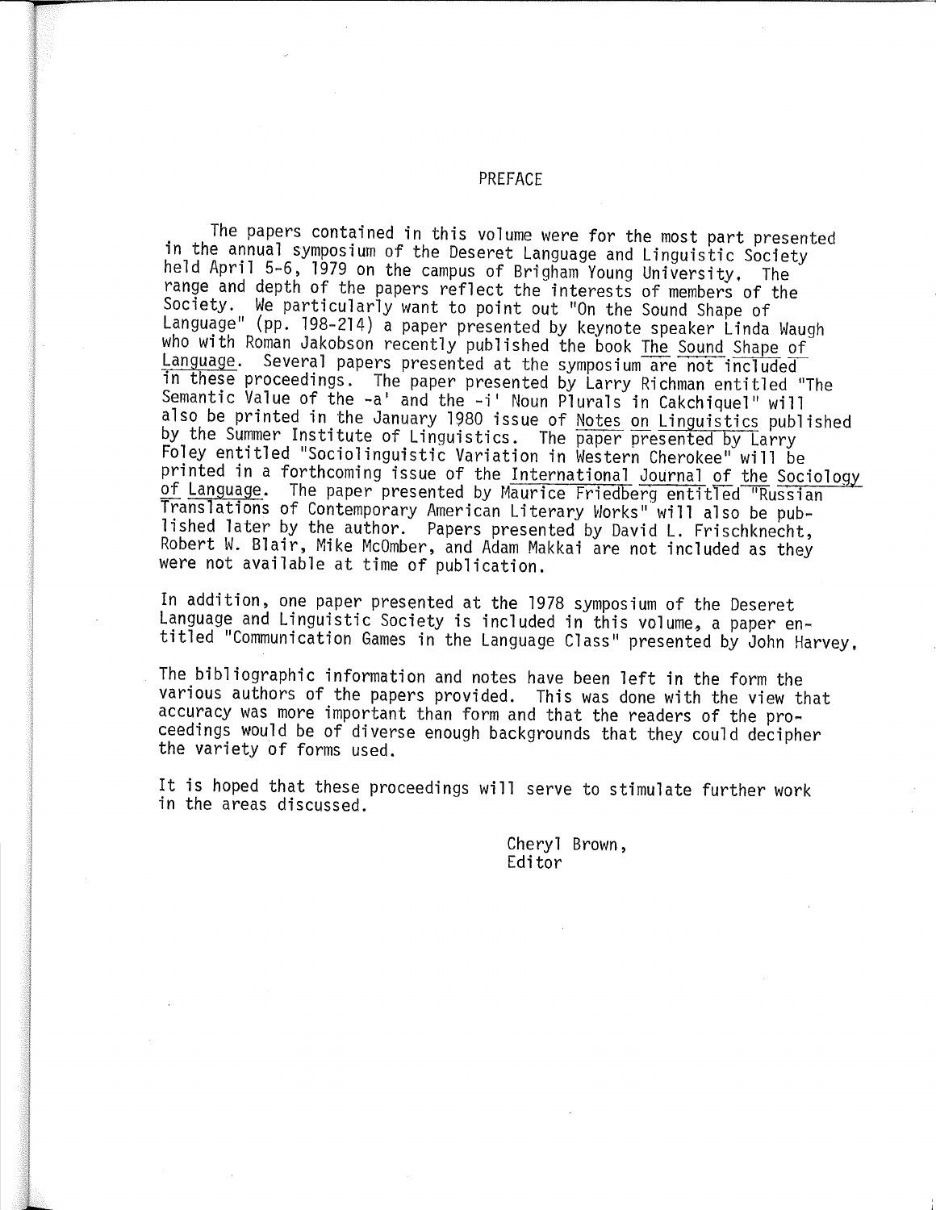# PREFACE

The papers contained in this volume were for the most part presented in the annual symposium of the Deseret Language and Linguistic Society held April 5-6, 1979 on the campus of Brigham Young University. The range and depth of the papers reflect the interests of members of the Society. We particularly want to point out "On the Sound Shape of Language" (pp. 198-214) a paper presented by keynote speaker Linda Waugh who with Roman Jakobson recently published the book *The Sound Shape of Language*. Several papers presented at the symposium are not included in these proceedings. The paper presented by Larry Richman entitled "The Semantic Value of the -a' and the -i' Noun Plurals in Cakchiquel" will also be printed in the January 1980 issue of *Notes on Linguistics* published by the Summer Institute of Linguistics. The paper presented by Larry Foley entitled "Sociolinguistic Variation in Western Cherokee" will be printed in a forthcoming issue of the *International Journal of the Sociology of Language*. The paper presented by Maurice Friedberg entitled "Russian Translations of Contemporary American Literary Works" will also be published later by the author. Papers presented by David L. Frischknecht, Robert W. Blair, Mike McOmber, and Adam Makkai are not included as they were not available at time of publication.

In addition, one paper presented at the 1978 symposium of the Deseret Language and Linguistic Society is included in this volume, a paper entitled "Communication Games in the Language Class" presented by John Harvey.

The bibliographic information and notes have been left in the form the various authors of the papers provided. This was done with the view that accuracy was more important than form and that the readers of the proceedings would be of diverse enough backgrounds that they could decipher the variety of forms used.

It is hoped that these proceedings will serve to stimulate further work in the areas discussed.

Cheryl Brown,
Editor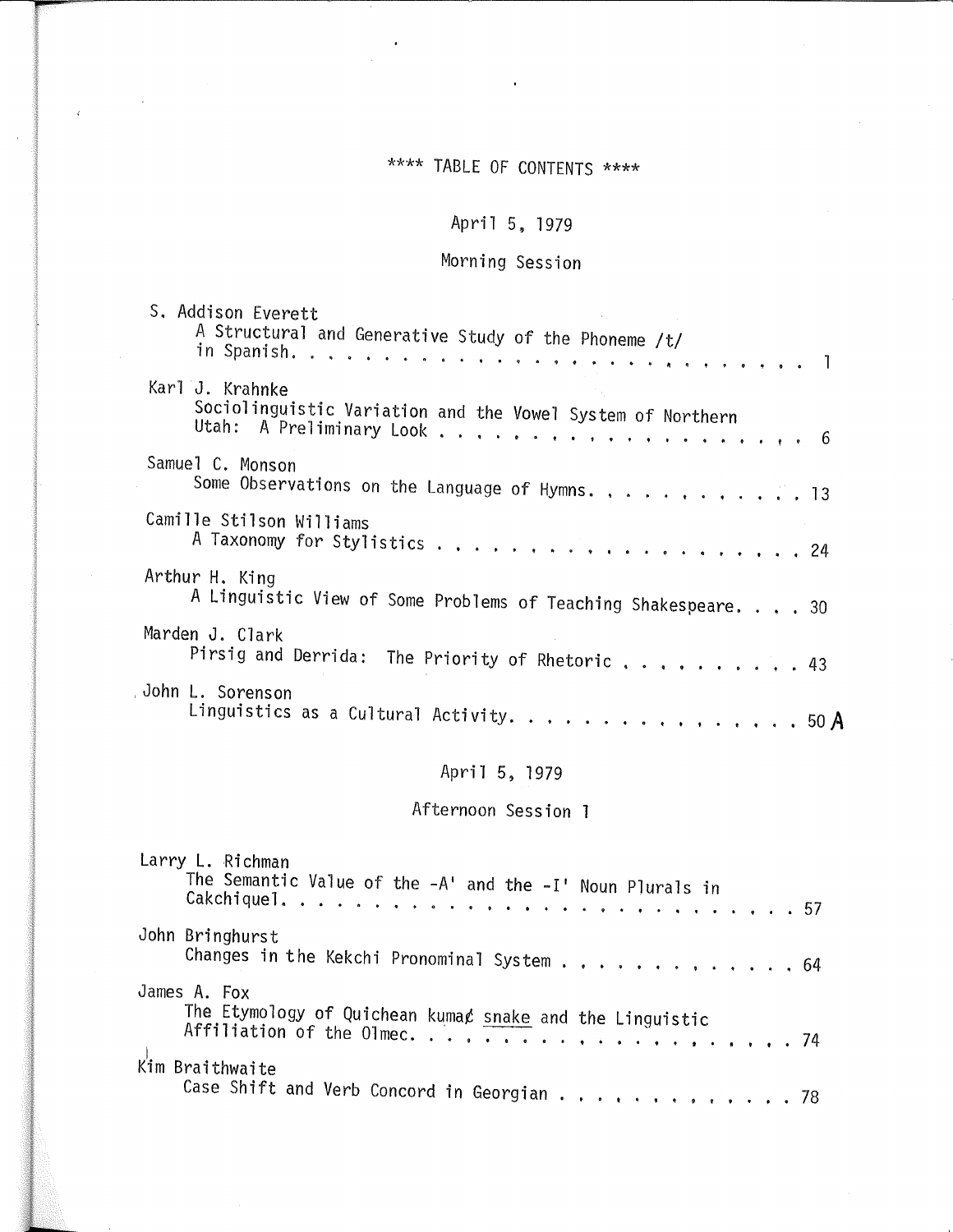# **** TABLE OF CONTENTS ****

## April 5, 1979

### Morning Session

S. Addison Everett
A Structural and Generative Study of the Phoneme /t/ in Spanish. . . . . . . . . . . . . . . . . . . . . . . . . . . 1

Karl J. Krahnke
Sociolinguistic Variation and the Vowel System of Northern Utah: A Preliminary Look . . . . . . . . . . . . . . . . . . . . . 6

Samuel C. Monson
Some Observations on the Language of Hymns. . . . . . . . . . . . 13

Camille Stilson Williams
A Taxonomy for Stylistics . . . . . . . . . . . . . . . . . . . 24

Arthur H. King
A Linguistic View of Some Problems of Teaching Shakespeare. . . . 30

Marden J. Clark
Pirsig and Derrida: The Priority of Rhetoric . . . . . . . . . . 43

John L. Sorenson
Linguistics as a Cultural Activity. . . . . . . . . . . . . . . . 50 A

## April 5, 1979

### Afternoon Session 1

Larry L. Richman
The Semantic Value of the -A' and the -I' Noun Plurals in Cakchiquel. . . . . . . . . . . . . . . . . . . . . . . . . . . . 57

John Bringhurst
Changes in the Kekchi Pronominal System . . . . . . . . . . . . . 64

James A. Fox
The Etymology of Quichean kumaɇ snake and the Linguistic Affiliation of the Olmec. . . . . . . . . . . . . . . . . . . . . . 74

Kim Braithwaite
Case Shift and Verb Concord in Georgian . . . . . . . . . . . . . 78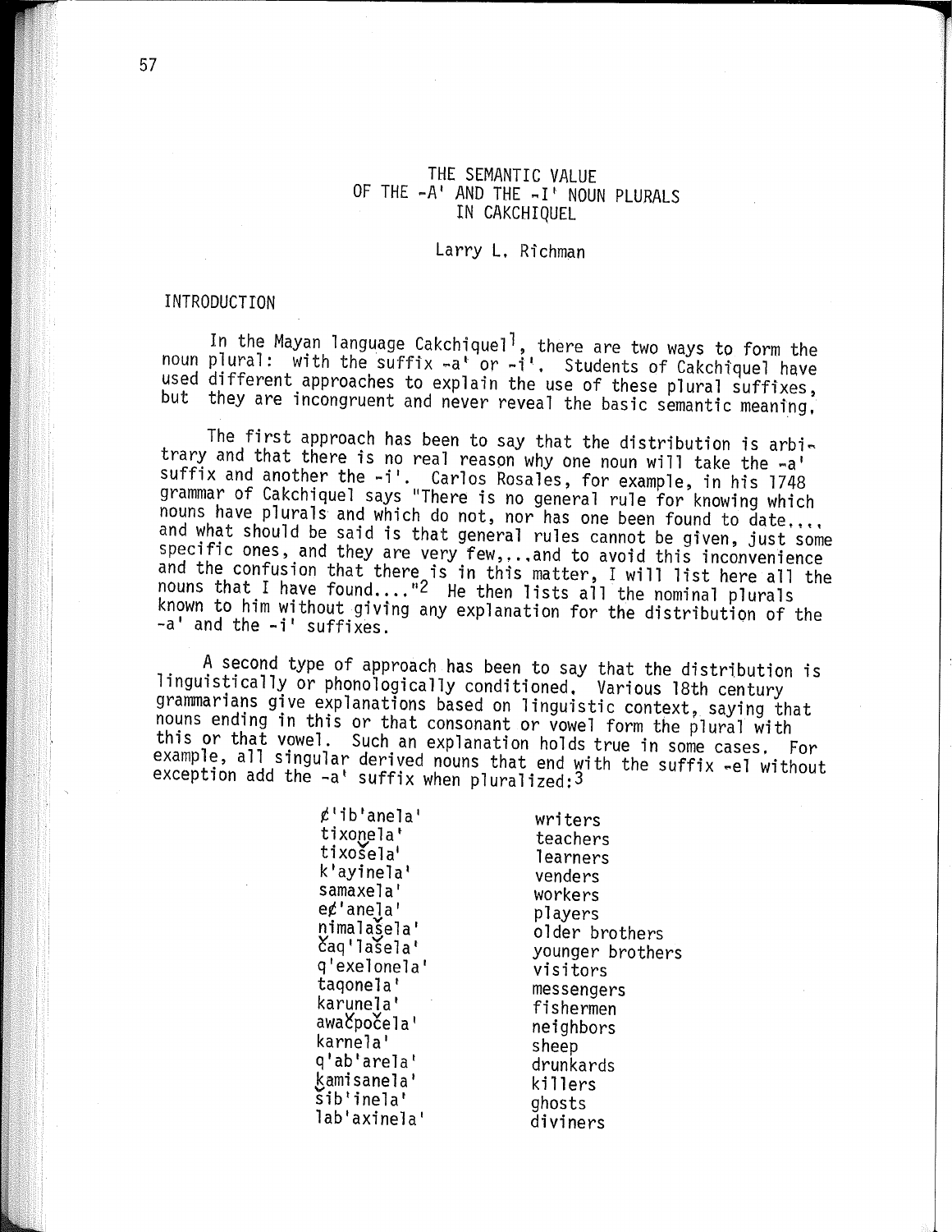# THE SEMANTIC VALUE OF THE -A' AND THE -I' NOUN PLURALS IN CAKCHIQUEL

Larry L. Richman

## INTRODUCTION

In the Mayan language Cakchiquel[1], there are two ways to form the noun plural: with the suffix -a' or -i'. Students of Cakchiquel have used different approaches to explain the use of these plural suffixes, but they are incongruent and never reveal the basic semantic meaning.

The first approach has been to say that the distribution is arbitrary and that there is no real reason why one noun will take the -a' suffix and another the -i'. Carlos Rosales, for example, in his 1748 grammar of Cakchiquel says "There is no general rule for knowing which nouns have plurals and which do not, nor has one been found to date...., and what should be said is that general rules cannot be given, just some specific ones, and they are very few,...and to avoid this inconvenience and the confusion that there is in this matter, I will list here all the nouns that I have found...."[2] He then lists all the nominal plurals known to him without giving any explanation for the distribution of the -a' and the -i' suffixes.

A second type of approach has been to say that the distribution is linguistically or phonologically conditioned. Various 18th century grammarians give explanations based on linguistic context, saying that nouns ending in this or that consonant or vowel form the plural with this or that vowel. Such an explanation holds true in some cases. For example, all singular derived nouns that end with the suffix -el without exception add the -a' suffix when pluralized:[3]

| | |
|---|---|
| ȼ'ib'anela' | writers |
| tixoṇela' | teachers |
| tixošela' | learners |
| k'ayinela' | venders |
| samaxela' | workers |
| eȼ'aneḷa' | players |
| ṇimalašela' | older brothers |
| čaq'lašela' | younger brothers |
| q'exelonela' | visitors |
| taqonela' | messengers |
| karuṇela' | fishermen |
| awačpočela' | neighbors |
| karnela' | sheep |
| q'ab'arela' | drunkards |
| ḵamisanela' | killers |
| šib'inela' | ghosts |
| lab'axinela' | diviners |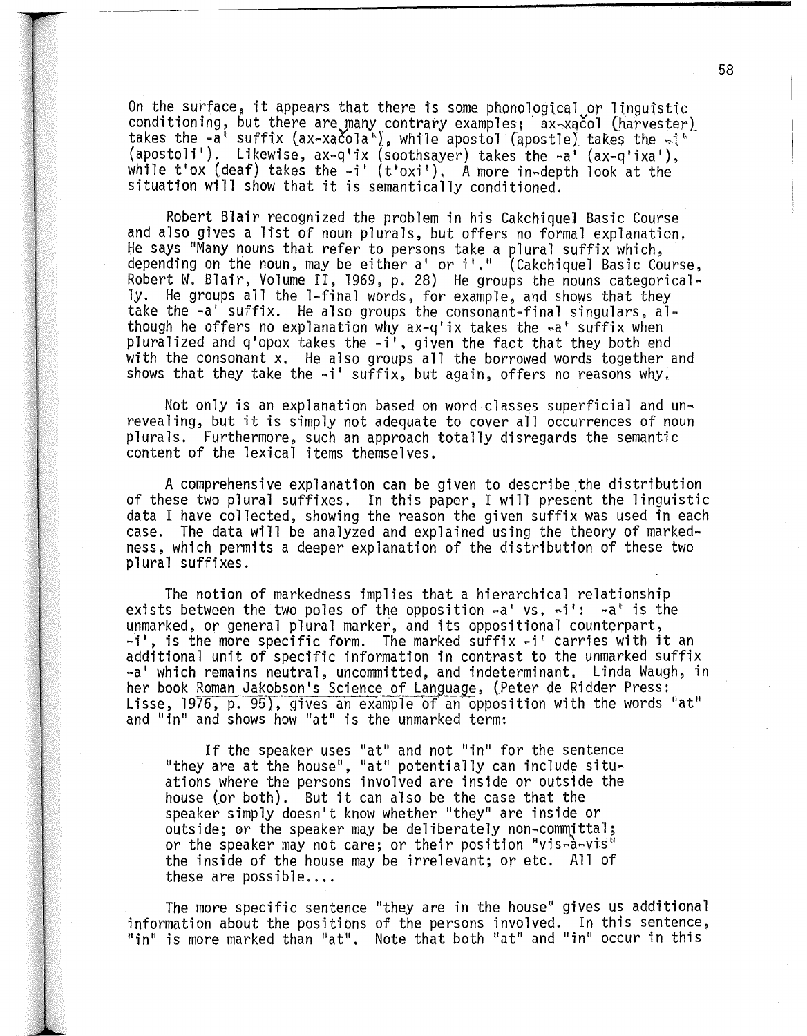On the surface, it appears that there is some phonological or linguistic conditioning, but there are many contrary examples; ax-xačol (harvester) takes the -a' suffix (ax-xačola'), while apostol (apostle) takes the -i' (apostoli'). Likewise, ax-q'ix (soothsayer) takes the -a' (ax-q'ixa'), while t'ox (deaf) takes the -i' (t'oxi'). A more in-depth look at the situation will show that it is semantically conditioned.

Robert Blair recognized the problem in his Cakchiquel Basic Course and also gives a list of noun plurals, but offers no formal explanation. He says "Many nouns that refer to persons take a plural suffix which, depending on the noun, may be either a' or i'." (Cakchiquel Basic Course, Robert W. Blair, Volume II, 1969, p. 28) He groups the nouns categorically. He groups all the l-final words, for example, and shows that they take the -a' suffix. He also groups the consonant-final singulars, although he offers no explanation why ax-q'ix takes the -a' suffix when pluralized and q'opox takes the -i', given the fact that they both end with the consonant x. He also groups all the borrowed words together and shows that they take the -i' suffix, but again, offers no reasons why.

Not only is an explanation based on word classes superficial and unrevealing, but it is simply not adequate to cover all occurrences of noun plurals. Furthermore, such an approach totally disregards the semantic content of the lexical items themselves.

A comprehensive explanation can be given to describe the distribution of these two plural suffixes. In this paper, I will present the linguistic data I have collected, showing the reason the given suffix was used in each case. The data will be analyzed and explained using the theory of markedness, which permits a deeper explanation of the distribution of these two plural suffixes.

The notion of markedness implies that a hierarchical relationship exists between the two poles of the opposition -a' vs. -i': -a' is the unmarked, or general plural marker, and its oppositional counterpart, -i', is the more specific form. The marked suffix -i' carries with it an additional unit of specific information in contrast to the unmarked suffix -a' which remains neutral, uncommitted, and indeterminant. Linda Waugh, in her book Roman Jakobson's Science of Language, (Peter de Ridder Press: Lisse, 1976, p. 95), gives an example of an opposition with the words "at" and "in" and shows how "at" is the unmarked term:

> If the speaker uses "at" and not "in" for the sentence "they are at the house", "at" potentially can include situations where the persons involved are inside or outside the house (or both). But it can also be the case that the speaker simply doesn't know whether "they" are inside or outside; or the speaker may be deliberately non-committal; or the speaker may not care; or their position "vis-à-vis" the inside of the house may be irrelevant; or etc. All of these are possible....

The more specific sentence "they are in the house" gives us additional information about the positions of the persons involved. In this sentence, "in" is more marked than "at". Note that both "at" and "in" occur in this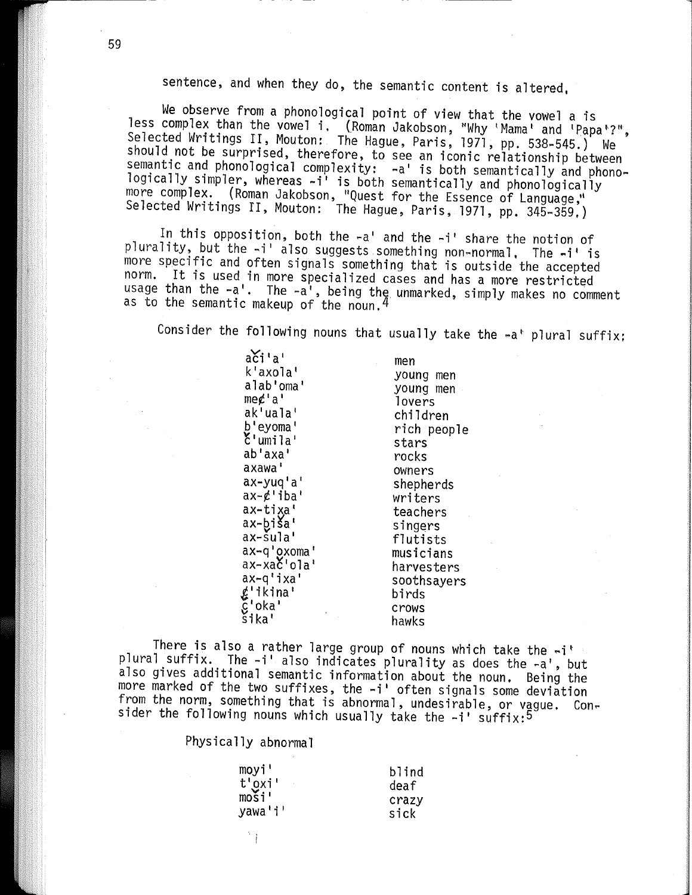sentence, and when they do, the semantic content is altered.

We observe from a phonological point of view that the vowel a is less complex than the vowel i. (Roman Jakobson, "Why 'Mama' and 'Papa'?", Selected Writings II, Mouton: The Hague, Paris, 1971, pp. 538-545.) We should not be surprised, therefore, to see an iconic relationship between semantic and phonological complexity: -a' is both semantically and phonologically simpler, whereas -i' is both semantically and phonologically more complex. (Roman Jakobson, "Quest for the Essence of Language," Selected Writings II, Mouton: The Hague, Paris, 1971, pp. 345-359.)

In this opposition, both the -a' and the -i' share the notion of plurality, but the -i' also suggests something non-normal. The -i' is more specific and often signals something that is outside the accepted norm. It is used in more specialized cases and has a more restricted usage than the -a'. The -a', being the unmarked, simply makes no comment as to the semantic makeup of the noun.[4]

Consider the following nouns that usually take the -a' plural suffix:

| | |
|---|---|
| ač'i'a' | men |
| k'axola' | young men |
| alab'oma' | young men |
| me¢'a' | lovers |
| ak'uala' | children |
| b̲'eyoma' | rich people |
| č'umila' | stars |
| ab'axa' | rocks |
| axawa' | owners |
| ax-yuq'a' | shepherds |
| ax-¢'iba' | writers |
| ax-tix̲a' | teachers |
| ax-b̲iša' | singers |
| ax-šula' | flutists |
| ax-q'o̲xoma' | musicians |
| ax-xač'ola' | harvesters |
| ax-q'ixa' | soothsayers |
| ¢̌'ikina' | birds |
| č̦'oka' | crows |
| šika' | hawks |

There is also a rather large group of nouns which take the -i' plural suffix. The -i' also indicates plurality as does the -a', but also gives additional semantic information about the noun. Being the more marked of the two suffixes, the -i' often signals some deviation from the norm, something that is abnormal, undesirable, or vague. Consider the following nouns which usually take the -i' suffix:[5]

Physically abnormal

| | |
|---|---|
| moyi' | blind |
| t'o̲xi' | deaf |
| moši' | crazy |
| yawa'i' | sick |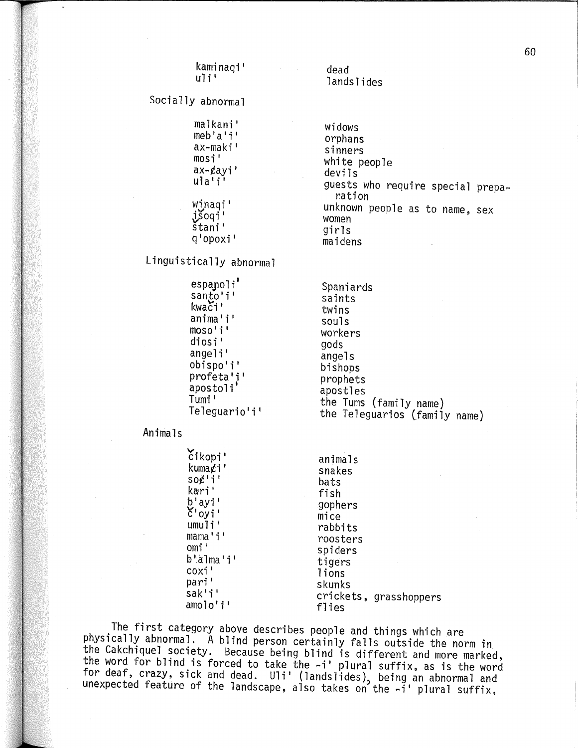| | |
|---|---|
| kaminaqi' | dead |
| uli' | landslides |

Socially abnormal

| | |
|---|---|
| malkani' | widows |
| meb'a'i' | orphans |
| ax-maki' | sinners |
| mosi' | white people |
| ax-¢ayi' | devils |
| ula'i' | guests who require special preparation |
| winaqi' | unknown people as to name, sex |
| išoqi' | women |
| štani' | girls |
| q'opoxi' | maidens |

Linguistically abnormal

| | |
|---|---|
| espanoli' | Spaniards |
| santo'i' | saints |
| kwači' | twins |
| anima'i' | souls |
| moso'i' | workers |
| diosi' | gods |
| angeli' | angels |
| obispo'i' | bishops |
| profeta'i' | prophets |
| apostoli' | apostles |
| Tumi' | the Tums (family name) |
| Teleguario'i' | the Teleguarios (family name) |

Animals

| | |
|---|---|
| čikopi' | animals |
| kuma¢i' | snakes |
| so¢'i' | bats |
| kari' | fish |
| b'ayi' | gophers |
| č'oyi' | mice |
| umuli' | rabbits |
| mama'i' | roosters |
| omi' | spiders |
| b'alma'i' | tigers |
| coxi' | lions |
| pari' | skunks |
| sak'i' | crickets, grasshoppers |
| amolo'i' | flies |

The first category above describes people and things which are physically abnormal. A blind person certainly falls outside the norm in the Cakchiquel society. Because being blind is different and more marked, the word for blind is forced to take the -i' plural suffix, as is the word for deaf, crazy, sick and dead. Uli' (landslides), being an abnormal and unexpected feature of the landscape, also takes on the -i' plural suffix.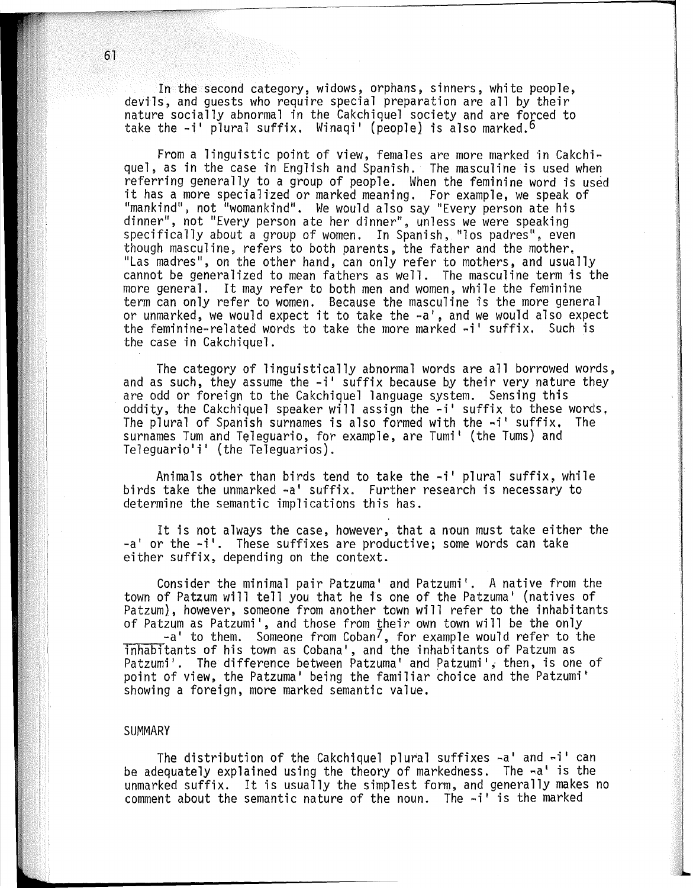In the second category, widows, orphans, sinners, white people, devils, and guests who require special preparation are all by their nature socially abnormal in the Cakchiquel society and are forced to take the -i' plural suffix. Winaqi' (people) is also marked.[6]

From a linguistic point of view, females are more marked in Cakchiquel, as in the case in English and Spanish. The masculine is used when referring generally to a group of people. When the feminine word is used it has a more specialized or marked meaning. For example, we speak of "mankind", not "womankind". We would also say "Every person ate his dinner", not "Every person ate her dinner", unless we were speaking specifically about a group of women. In Spanish, "los padres", even though masculine, refers to both parents, the father and the mother. "Las madres", on the other hand, can only refer to mothers, and usually cannot be generalized to mean fathers as well. The masculine term is the more general. It may refer to both men and women, while the feminine term can only refer to women. Because the masculine is the more general or unmarked, we would expect it to take the -a', and we would also expect the feminine-related words to take the more marked -i' suffix. Such is the case in Cakchiquel.

The category of linguistically abnormal words are all borrowed words, and as such, they assume the -i' suffix because by their very nature they are odd or foreign to the Cakchiquel language system. Sensing this oddity, the Cakchiquel speaker will assign the -i' suffix to these words. The plural of Spanish surnames is also formed with the -i' suffix. The surnames Tum and Teleguario, for example, are Tumi' (the Tums) and Teleguario'i' (the Teleguarios).

Animals other than birds tend to take the -i' plural suffix, while birds take the unmarked -a' suffix. Further research is necessary to determine the semantic implications this has.

It is not always the case, however, that a noun must take either the -a' or the -i'. These suffixes are productive; some words can take either suffix, depending on the context.

Consider the minimal pair Patzuma' and Patzumi'. A native from the town of Patzum will tell you that he is one of the Patzuma' (natives of Patzum), however, someone from another town will refer to the inhabitants of Patzum as Patzumi', and those from their own town will be the only \_\_\_\_\_-a' to them. Someone from Coban[7], for example would refer to the inhabitants of his town as Cobana', and the inhabitants of Patzum as Patzumi'. The difference between Patzuma' and Patzumi', then, is one of point of view, the Patzuma' being the familiar choice and the Patzumi' showing a foreign, more marked semantic value.

## SUMMARY

The distribution of the Cakchiquel plural suffixes -a' and -i' can be adequately explained using the theory of markedness. The -a' is the unmarked suffix. It is usually the simplest form, and generally makes no comment about the semantic nature of the noun. The -i' is the marked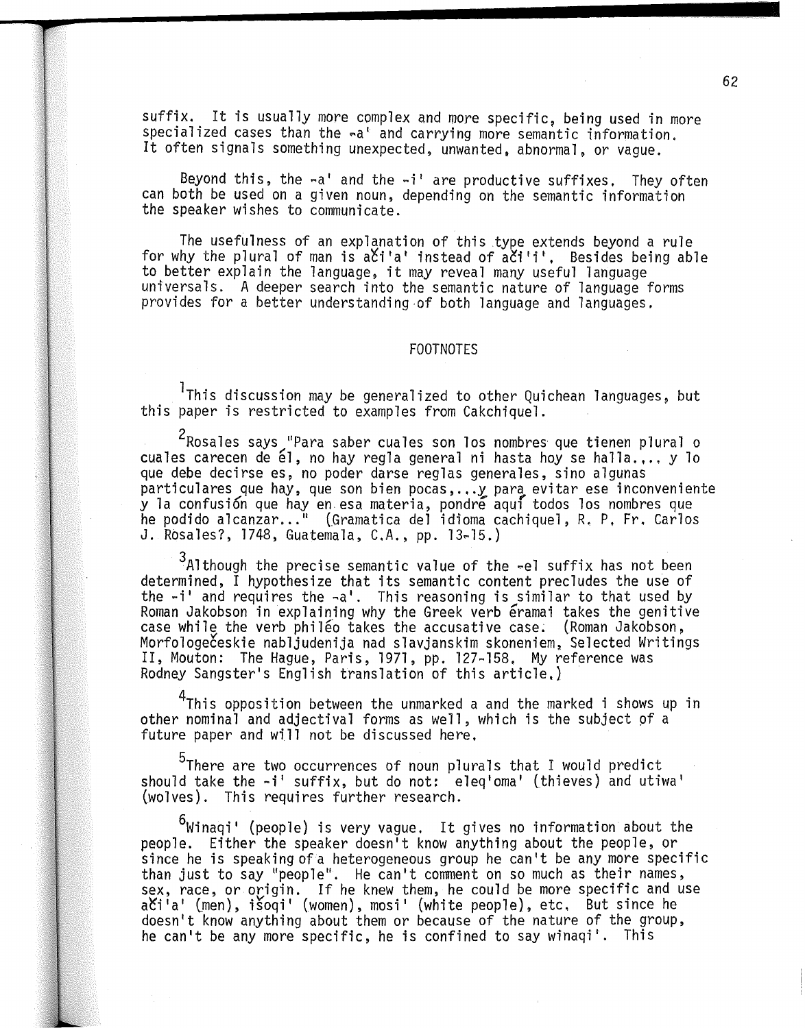suffix. It is usually more complex and more specific, being used in more specialized cases than the -a' and carrying more semantic information. It often signals something unexpected, unwanted, abnormal, or vague.

Beyond this, the -a' and the -i' are productive suffixes. They often can both be used on a given noun, depending on the semantic information the speaker wishes to communicate.

The usefulness of an explanation of this type extends beyond a rule for why the plural of man is ači'a' instead of ači'i'. Besides being able to better explain the language, it may reveal many useful language universals. A deeper search into the semantic nature of language forms provides for a better understanding of both language and languages.

## FOOTNOTES

[1]This discussion may be generalized to other Quichean languages, but this paper is restricted to examples from Cakchiquel.

[2]Rosales says "Para saber cuales son los nombres que tienen plural o cuales carecen de él, no hay regla general ni hasta hoy se halla.,.. y lo que debe decirse es, no poder darse reglas generales, sino algunas particulares que hay, que son bien pocas,...y para evitar ese inconveniente y la confusión que hay en esa materia, pondré aquí todos los nombres que he podido alcanzar..." (Gramatica del idioma cachiquel, R. P. Fr. Carlos J. Rosales?, 1748, Guatemala, C.A., pp. 13-15.)

[3]Although the precise semantic value of the -el suffix has not been determined, I hypothesize that its semantic content precludes the use of the -i' and requires the -a'. This reasoning is similar to that used by Roman Jakobson in explaining why the Greek verb éramai takes the genitive case while the verb philéo takes the accusative case. (Roman Jakobson, Morfologečeskie nabljudenija nad slavjanskim skoneniem, Selected Writings II, Mouton: The Hague, Paris, 1971, pp. 127-158. My reference was Rodney Sangster's English translation of this article.)

[4]This opposition between the unmarked a and the marked i shows up in other nominal and adjectival forms as well, which is the subject of a future paper and will not be discussed here.

[5]There are two occurrences of noun plurals that I would predict should take the -i' suffix, but do not: eleq'oma' (thieves) and utiwa' (wolves). This requires further research.

[6]Winaqi' (people) is very vague. It gives no information about the people. Either the speaker doesn't know anything about the people, or since he is speaking of a heterogeneous group he can't be any more specific than just to say "people". He can't comment on so much as their names, sex, race, or origin. If he knew them, he could be more specific and use ači'a' (men), išoqi' (women), mosi' (white people), etc. But since he doesn't know anything about them or because of the nature of the group, he can't be any more specific, he is confined to say winaqi'. This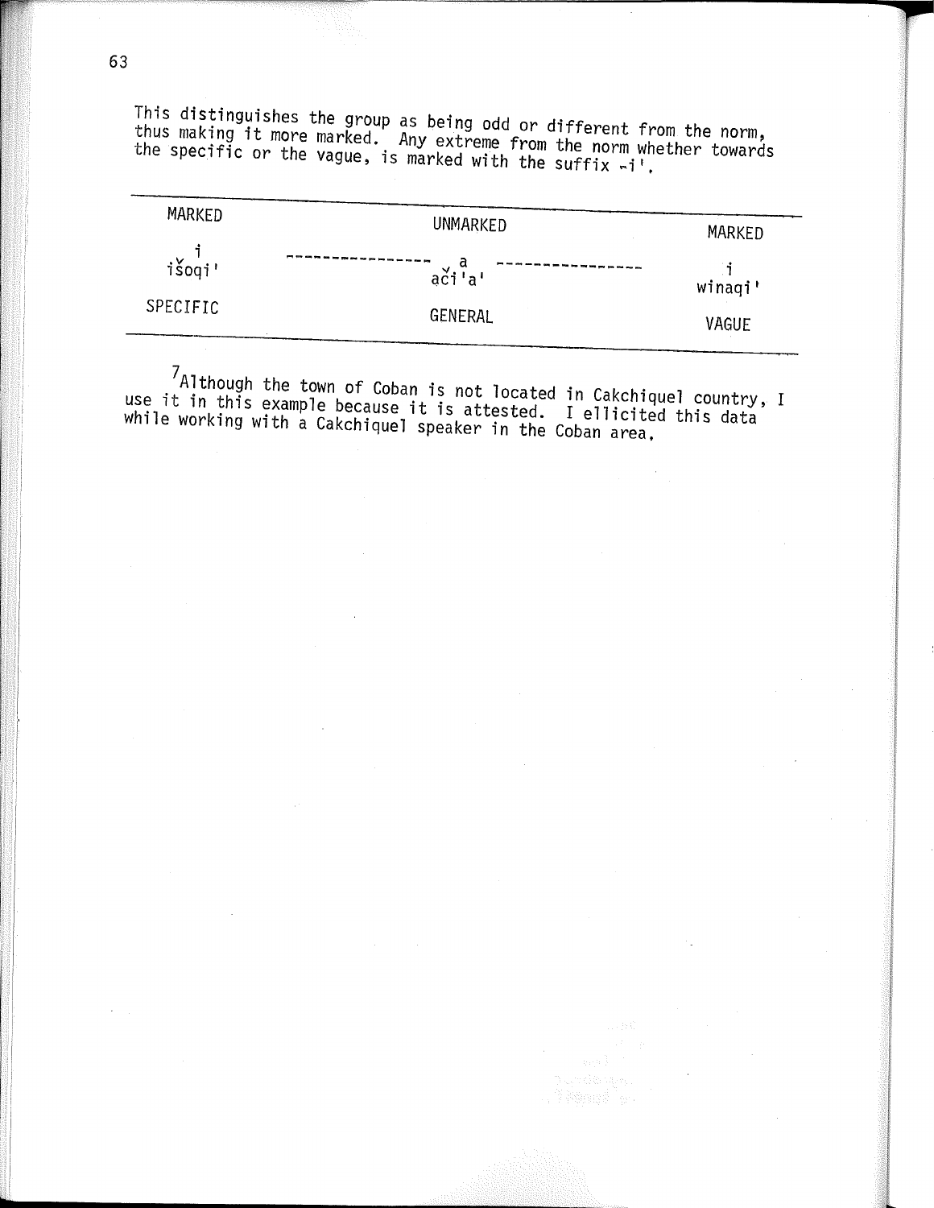This distinguishes the group as being odd or different from the norm, thus making it more marked. Any extreme from the norm whether towards the specific or the vague, is marked with the suffix -i'.

| MARKED | UNMARKED | MARKED |
|---|---|---|
| i | a | i |
| išoqi' | ači'a' | winaqi' |
| SPECIFIC | GENERAL | VAGUE |

[7] Although the town of Coban is not located in Cakchiquel country, I use it in this example because it is attested. I ellicited this data while working with a Cakchiquel speaker in the Coban area.